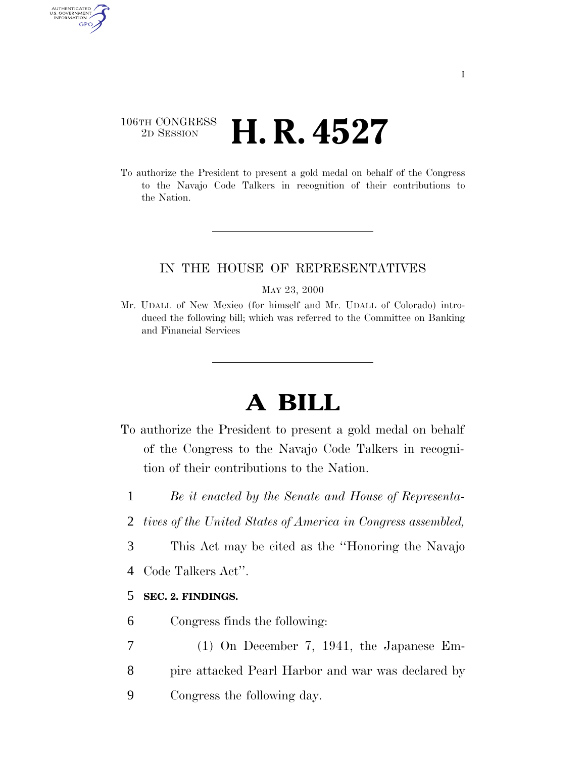106TH CONGRESS
2D SESSION

# H. R. 4527

To authorize the President to present a gold medal on behalf of the Congress to the Navajo Code Talkers in recognition of their contributions to the Nation.

IN THE HOUSE OF REPRESENTATIVES

MAY 23, 2000

Mr. UDALL of New Mexico (for himself and Mr. UDALL of Colorado) introduced the following bill; which was referred to the Committee on Banking and Financial Services

# A BILL

To authorize the President to present a gold medal on behalf of the Congress to the Navajo Code Talkers in recognition of their contributions to the Nation.

1 *Be it enacted by the Senate and House of Representa-*
2 *tives of the United States of America in Congress assembled,*
3 This Act may be cited as the ''Honoring the Navajo
4 Code Talkers Act''.

5 **SEC. 2. FINDINGS.**

6 Congress finds the following:
7 (1) On December 7, 1941, the Japanese Em-
8 pire attacked Pearl Harbor and war was declared by
9 Congress the following day.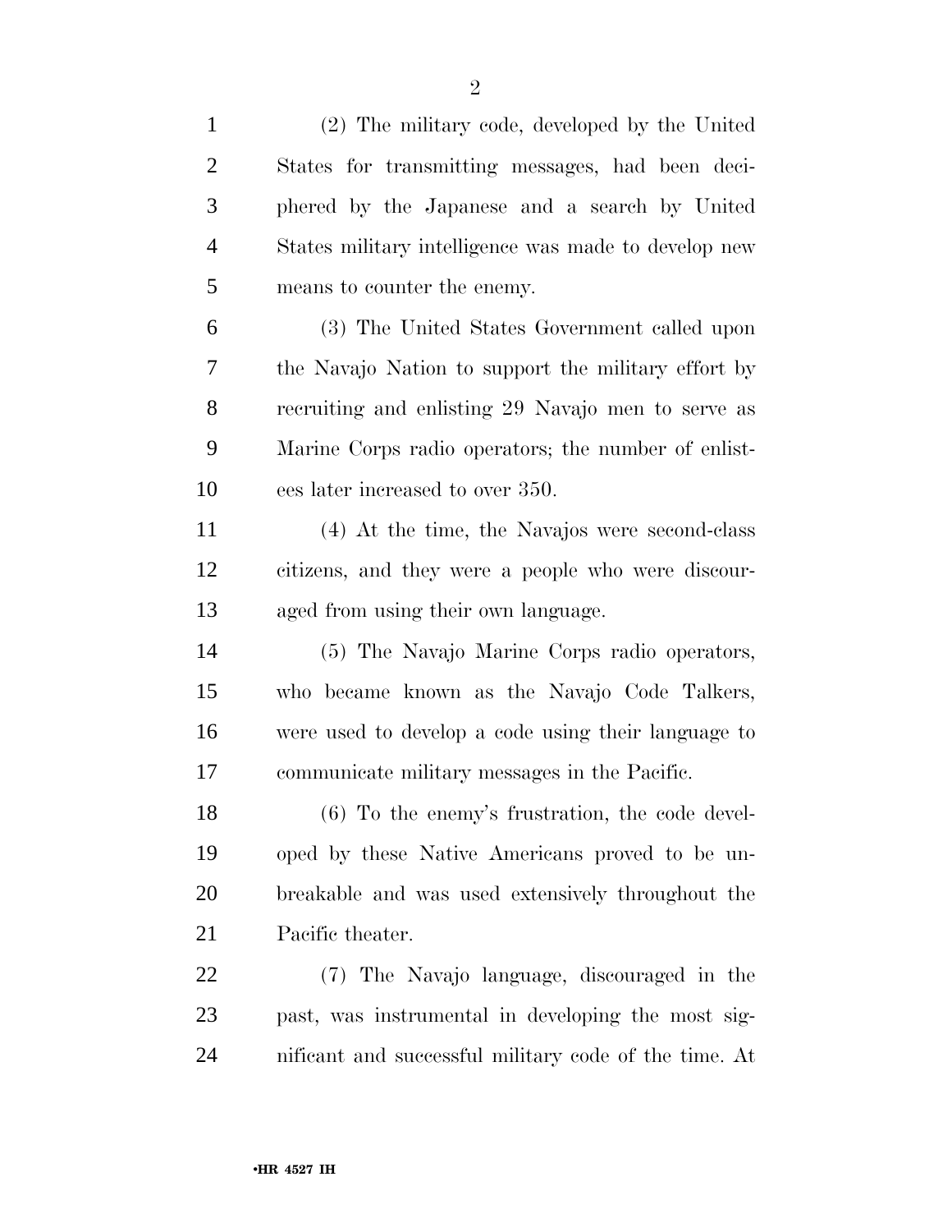(2) The military code, developed by the United States for transmitting messages, had been deciphered by the Japanese and a search by United States military intelligence was made to develop new means to counter the enemy.

(3) The United States Government called upon the Navajo Nation to support the military effort by recruiting and enlisting 29 Navajo men to serve as Marine Corps radio operators; the number of enlistees later increased to over 350.

(4) At the time, the Navajos were second-class citizens, and they were a people who were discouraged from using their own language.

(5) The Navajo Marine Corps radio operators, who became known as the Navajo Code Talkers, were used to develop a code using their language to communicate military messages in the Pacific.

(6) To the enemy's frustration, the code developed by these Native Americans proved to be unbreakable and was used extensively throughout the Pacific theater.

(7) The Navajo language, discouraged in the past, was instrumental in developing the most significant and successful military code of the time. At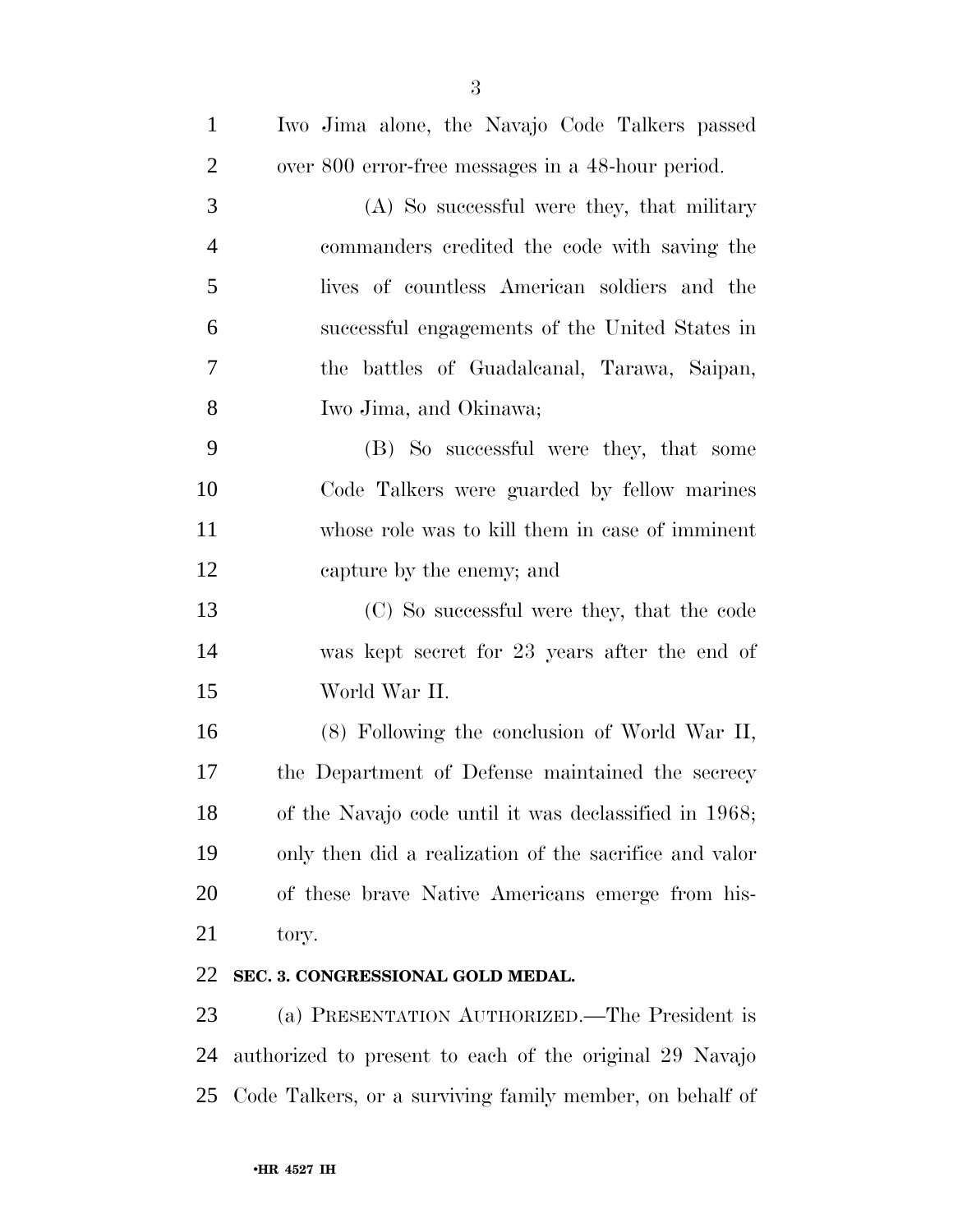Iwo Jima alone, the Navajo Code Talkers passed over 800 error-free messages in a 48-hour period.

(A) So successful were they, that military commanders credited the code with saving the lives of countless American soldiers and the successful engagements of the United States in the battles of Guadalcanal, Tarawa, Saipan, Iwo Jima, and Okinawa;

(B) So successful were they, that some Code Talkers were guarded by fellow marines whose role was to kill them in case of imminent capture by the enemy; and

(C) So successful were they, that the code was kept secret for 23 years after the end of World War II.

(8) Following the conclusion of World War II, the Department of Defense maintained the secrecy of the Navajo code until it was declassified in 1968; only then did a realization of the sacrifice and valor of these brave Native Americans emerge from history.

## SEC. 3. CONGRESSIONAL GOLD MEDAL.

(a) PRESENTATION AUTHORIZED.—The President is authorized to present to each of the original 29 Navajo Code Talkers, or a surviving family member, on behalf of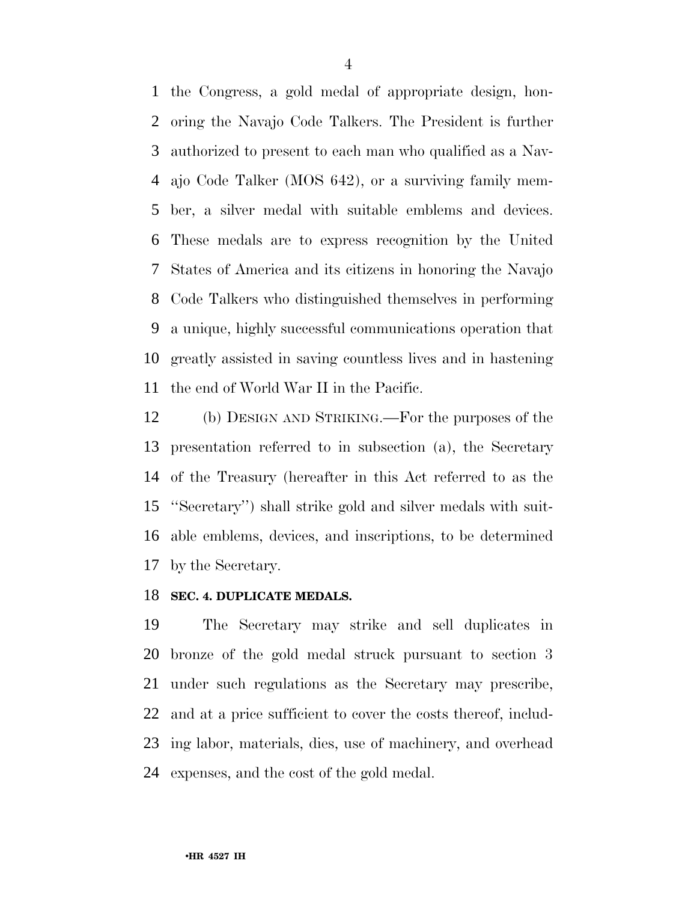the Congress, a gold medal of appropriate design, honoring the Navajo Code Talkers. The President is further authorized to present to each man who qualified as a Navajo Code Talker (MOS 642), or a surviving family member, a silver medal with suitable emblems and devices. These medals are to express recognition by the United States of America and its citizens in honoring the Navajo Code Talkers who distinguished themselves in performing a unique, highly successful communications operation that greatly assisted in saving countless lives and in hastening the end of World War II in the Pacific.

(b) DESIGN AND STRIKING.—For the purposes of the presentation referred to in subsection (a), the Secretary of the Treasury (hereafter in this Act referred to as the ''Secretary'') shall strike gold and silver medals with suitable emblems, devices, and inscriptions, to be determined by the Secretary.

**SEC. 4. DUPLICATE MEDALS.**

The Secretary may strike and sell duplicates in bronze of the gold medal struck pursuant to section 3 under such regulations as the Secretary may prescribe, and at a price sufficient to cover the costs thereof, including labor, materials, dies, use of machinery, and overhead expenses, and the cost of the gold medal.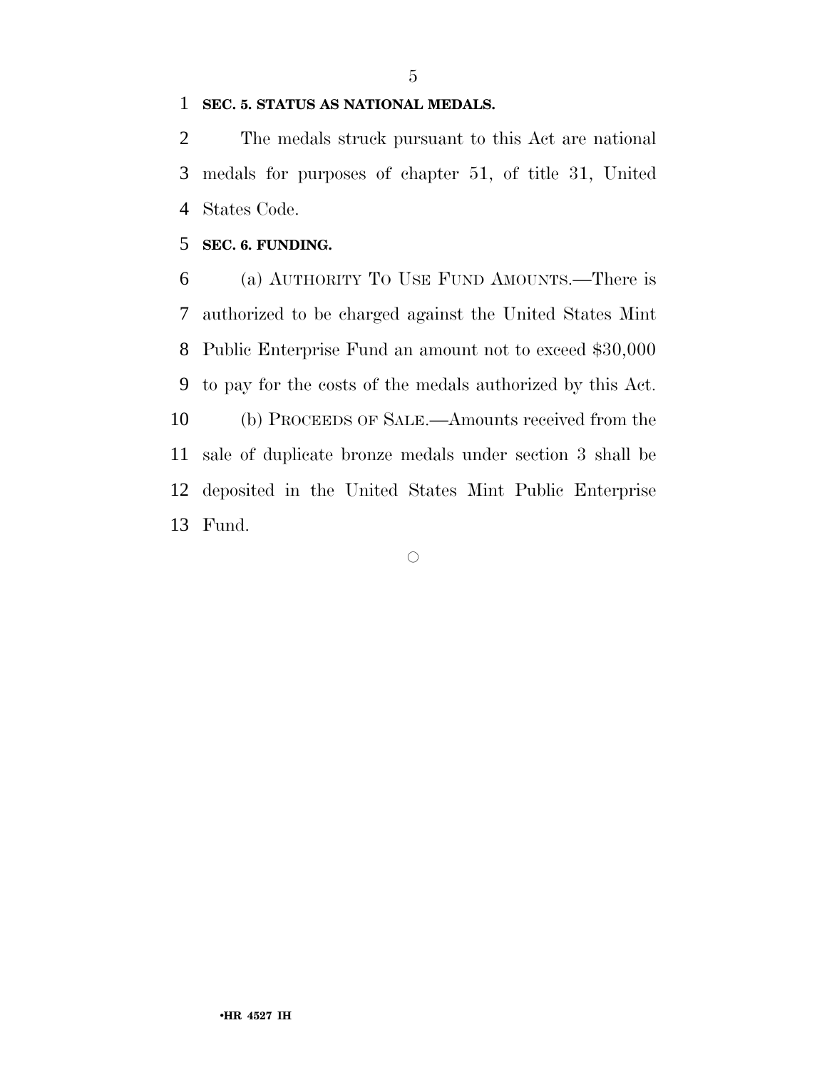**SEC. 5. STATUS AS NATIONAL MEDALS.**

The medals struck pursuant to this Act are national medals for purposes of chapter 51, of title 31, United States Code.

**SEC. 6. FUNDING.**

(a) AUTHORITY TO USE FUND AMOUNTS.—There is authorized to be charged against the United States Mint Public Enterprise Fund an amount not to exceed $30,000 to pay for the costs of the medals authorized by this Act.

(b) PROCEEDS OF SALE.—Amounts received from the sale of duplicate bronze medals under section 3 shall be deposited in the United States Mint Public Enterprise Fund.

○